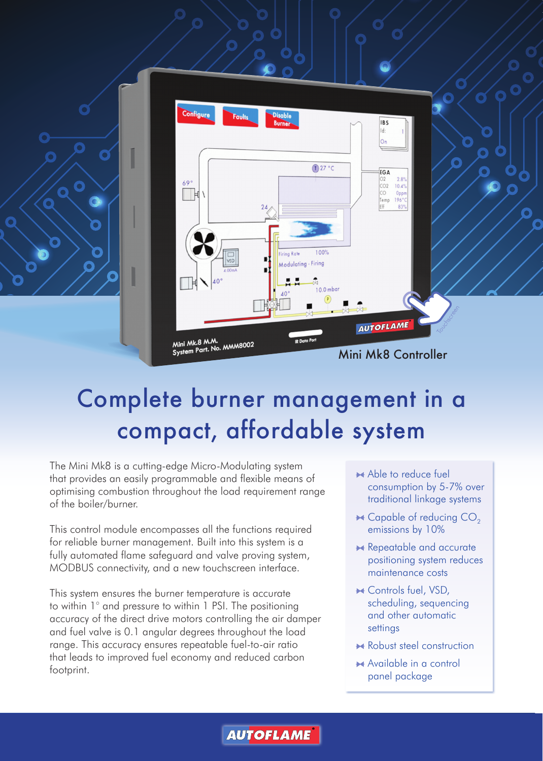Mini Mk8 Controller

# Complete burner management in a compact, affordable system

The Mini Mk8 is a cutting-edge Micro-Modulating system that provides an easily programmable and flexible means of optimising combustion throughout the load requirement range of the boiler/burner.

This control module encompasses all the functions required for reliable burner management. Built into this system is a fully automated flame safeguard and valve proving system, MODBUS connectivity, and a new touchscreen interface.

This system ensures the burner temperature is accurate to within 1° and pressure to within 1 PSI. The positioning accuracy of the direct drive motors controlling the air damper and fuel valve is 0.1 angular degrees throughout the load range. This accuracy ensures repeatable fuel-to-air ratio that leads to improved fuel economy and reduced carbon footprint.

- Able to reduce fuel consumption by 5-7% over traditional linkage systems
- Capable of reducing $CO_2$ emissions by 10%
- Repeatable and accurate positioning system reduces maintenance costs
- Controls fuel, VSD, scheduling, sequencing and other automatic settings
- Robust steel construction
- Available in a control panel package

AUTOFLAME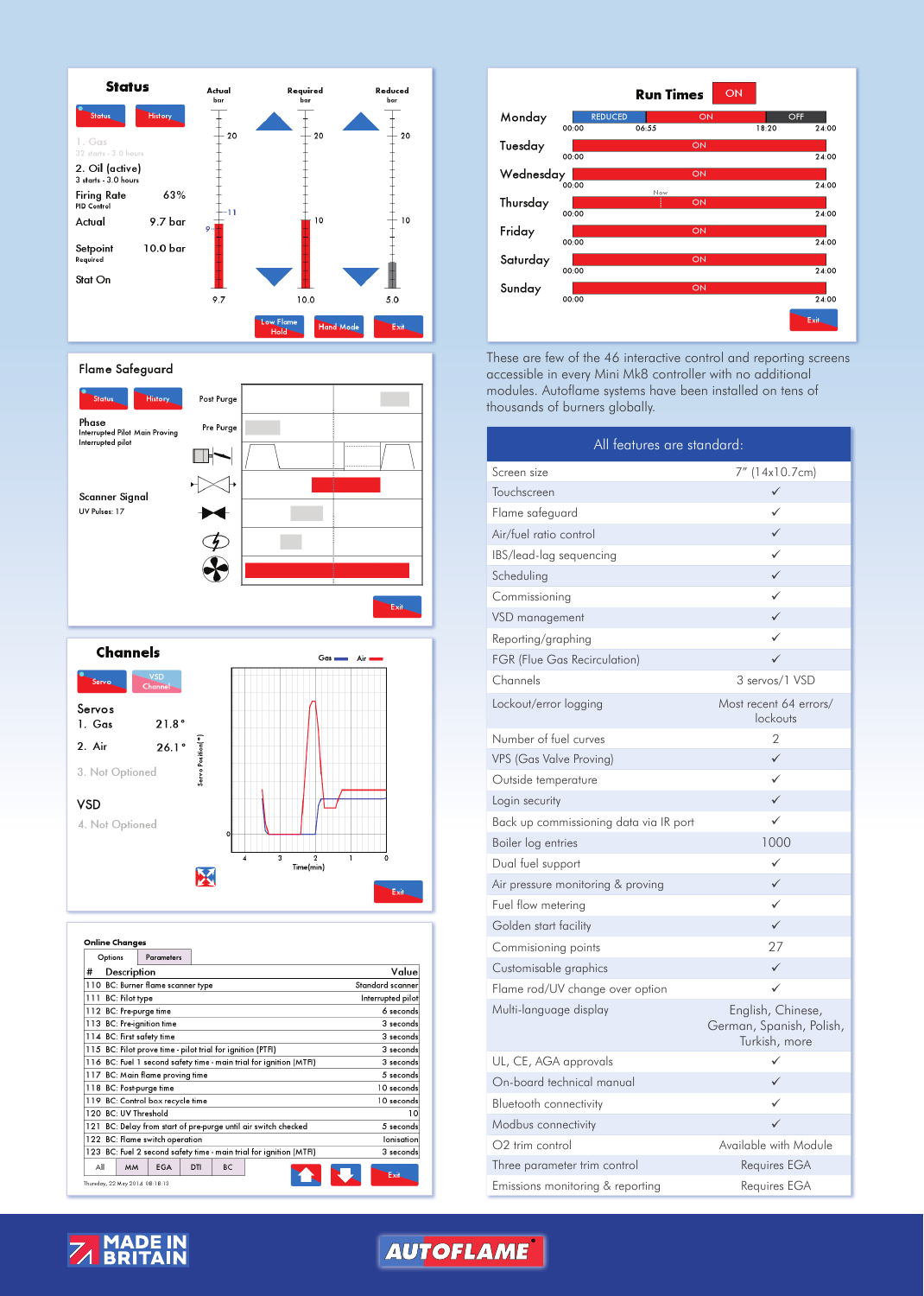## Status

Status | History

1. Gas
32 starts - 3.0 hours

2. Oil (active)
3 starts - 3.0 hours

Firing Rate 63%
PID Control

Actual 9.7 bar

Setpoint 10.0 bar
Required

Stat On

Actual bar | Required bar | Reduced bar

20 | 20 | 20
11 | 10 | 10
9
9.7 | 10.0 | 5.0

Low Flame Hold | Hand Mode | Exit

## Flame Safeguard

Status | History

Phase
Interrupted Pilot Main Proving
Interrupted pilot

Scanner Signal
UV Pulses: 17

Post Purge
Pre Purge

Exit

## Channels

Servo | VSD Channel

Servos
1. Gas 21.8°
2. Air 26.1°
3. Not Optioned

VSD
4. Not Optioned

Gas Air
Servo Position(°)
0
4 3 2 1 0
Time(min)

Exit

## Online Changes

Options | Parameters

| # | Description | Value |
|---|---|---|
| 110 | BC: Burner flame scanner type | Standard scanner |
| 111 | BC: Pilot type | Interrupted pilot |
| 112 | BC: Pre-purge time | 6 seconds |
| 113 | BC: Pre-ignition time | 3 seconds |
| 114 | BC: First safety time | 3 seconds |
| 115 | BC: Pilot prove time - pilot trial for ignition (PTFI) | 3 seconds |
| 116 | BC: Fuel 1 second safety time - main trial for ignition (MTFI) | 3 seconds |
| 117 | BC: Main flame proving time | 5 seconds |
| 118 | BC: Post-purge time | 10 seconds |
| 119 | BC: Control box recycle time | 10 seconds |
| 120 | BC: UV Threshold | 10 |
| 121 | BC: Delay from start of pre-purge until air switch checked | 5 seconds |
| 122 | BC: Flame switch operation | Ionisation |
| 123 | BC: Fuel 2 second safety time - main trial for ignition (MTFI) | 3 seconds |

All | MM | EGA | DTI | BC

Thursday, 22 May 2014 08:18:13

Exit

## Run Times

ON

Monday: REDUCED 00:00 – 06:55, ON 06:55 – 18:20, OFF 18:20 – 24:00
Tuesday: ON 00:00 – 24:00
Wednesday: ON 00:00 – 24:00
Thursday: ON 00:00 – 24:00 (Now)
Friday: ON 00:00 – 24:00
Saturday: ON 00:00 – 24:00
Sunday: ON 00:00 – 24:00

Exit

These are few of the 46 interactive control and reporting screens accessible in every Mini Mk8 controller with no additional modules. Autoflame systems have been installed on tens of thousands of burners globally.

| All features are standard: | |
|---|---|
| Screen size | 7" (14x10.7cm) |
| Touchscreen | ✓ |
| Flame safeguard | ✓ |
| Air/fuel ratio control | ✓ |
| IBS/lead-lag sequencing | ✓ |
| Scheduling | ✓ |
| Commissioning | ✓ |
| VSD management | ✓ |
| Reporting/graphing | ✓ |
| FGR (Flue Gas Recirculation) | ✓ |
| Channels | 3 servos/1 VSD |
| Lockout/error logging | Most recent 64 errors/ lockouts |
| Number of fuel curves | 2 |
| VPS (Gas Valve Proving) | ✓ |
| Outside temperature | ✓ |
| Login security | ✓ |
| Back up commissioning data via IR port | ✓ |
| Boiler log entries | 1000 |
| Dual fuel support | ✓ |
| Air pressure monitoring & proving | ✓ |
| Fuel flow metering | ✓ |
| Golden start facility | ✓ |
| Commisioning points | 27 |
| Customisable graphics | ✓ |
| Flame rod/UV change over option | ✓ |
| Multi-language display | English, Chinese, German, Spanish, Polish, Turkish, more |
| UL, CE, AGA approvals | ✓ |
| On-board technical manual | ✓ |
| Bluetooth connectivity | ✓ |
| Modbus connectivity | ✓ |
| O2 trim control | Available with Module |
| Three parameter trim control | Requires EGA |
| Emissions monitoring & reporting | Requires EGA |

MADE IN BRITAIN

AUTOFLAME